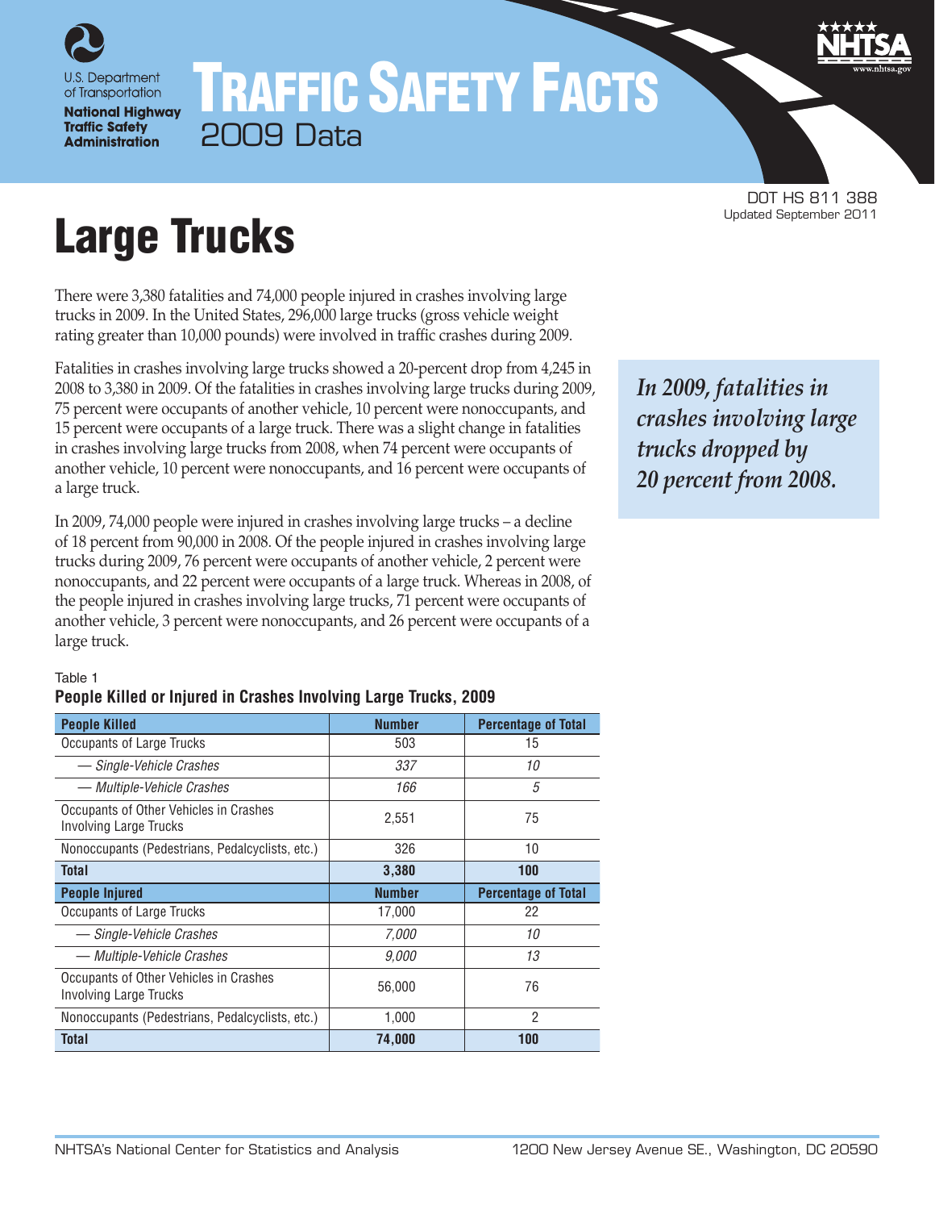U.S. Department of Transportation
**National Highway Traffic Safety Administration**

# TRAFFIC SAFETY FACTS
## 2009 Data

DOT HS 811 388
Updated September 2011

# Large Trucks

There were 3,380 fatalities and 74,000 people injured in crashes involving large trucks in 2009. In the United States, 296,000 large trucks (gross vehicle weight rating greater than 10,000 pounds) were involved in traffic crashes during 2009.

Fatalities in crashes involving large trucks showed a 20-percent drop from 4,245 in 2008 to 3,380 in 2009. Of the fatalities in crashes involving large trucks during 2009, 75 percent were occupants of another vehicle, 10 percent were nonoccupants, and 15 percent were occupants of a large truck. There was a slight change in fatalities in crashes involving large trucks from 2008, when 74 percent were occupants of another vehicle, 10 percent were nonoccupants, and 16 percent were occupants of a large truck.

***In 2009, fatalities in crashes involving large trucks dropped by 20 percent from 2008.***

In 2009, 74,000 people were injured in crashes involving large trucks – a decline of 18 percent from 90,000 in 2008. Of the people injured in crashes involving large trucks during 2009, 76 percent were occupants of another vehicle, 2 percent were nonoccupants, and 22 percent were occupants of a large truck. Whereas in 2008, of the people injured in crashes involving large trucks, 71 percent were occupants of another vehicle, 3 percent were nonoccupants, and 26 percent were occupants of a large truck.

Table 1
**People Killed or Injured in Crashes Involving Large Trucks, 2009**

| People Killed | Number | Percentage of Total |
|---|---|---|
| Occupants of Large Trucks | 503 | 15 |
| *— Single-Vehicle Crashes* | *337* | *10* |
| *— Multiple-Vehicle Crashes* | *166* | *5* |
| Occupants of Other Vehicles in Crashes Involving Large Trucks | 2,551 | 75 |
| Nonoccupants (Pedestrians, Pedalcyclists, etc.) | 326 | 10 |
| **Total** | **3,380** | **100** |
| **People Injured** | **Number** | **Percentage of Total** |
| Occupants of Large Trucks | 17,000 | 22 |
| *— Single-Vehicle Crashes* | *7,000* | *10* |
| *— Multiple-Vehicle Crashes* | *9,000* | *13* |
| Occupants of Other Vehicles in Crashes Involving Large Trucks | 56,000 | 76 |
| Nonoccupants (Pedestrians, Pedalcyclists, etc.) | 1,000 | 2 |
| **Total** | **74,000** | **100** |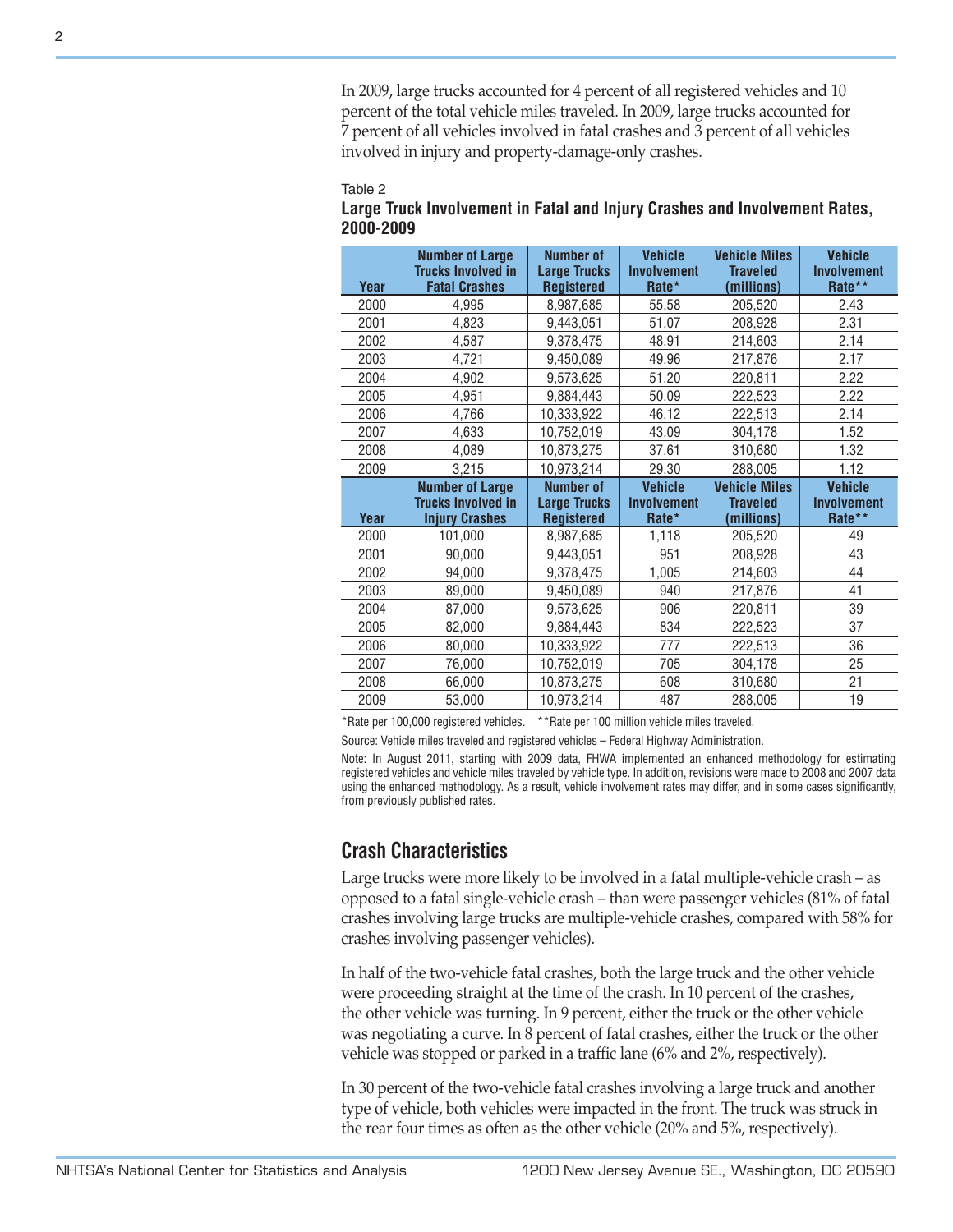In 2009, large trucks accounted for 4 percent of all registered vehicles and 10 percent of the total vehicle miles traveled. In 2009, large trucks accounted for 7 percent of all vehicles involved in fatal crashes and 3 percent of all vehicles involved in injury and property-damage-only crashes.

Table 2

**Large Truck Involvement in Fatal and Injury Crashes and Involvement Rates, 2000-2009**

| Year | Number of Large Trucks Involved in Fatal Crashes | Number of Large Trucks Registered | Vehicle Involvement Rate* | Vehicle Miles Traveled (millions) | Vehicle Involvement Rate** |
|---|---|---|---|---|---|
| 2000 | 4,995 | 8,987,685 | 55.58 | 205,520 | 2.43 |
| 2001 | 4,823 | 9,443,051 | 51.07 | 208,928 | 2.31 |
| 2002 | 4,587 | 9,378,475 | 48.91 | 214,603 | 2.14 |
| 2003 | 4,721 | 9,450,089 | 49.96 | 217,876 | 2.17 |
| 2004 | 4,902 | 9,573,625 | 51.20 | 220,811 | 2.22 |
| 2005 | 4,951 | 9,884,443 | 50.09 | 222,523 | 2.22 |
| 2006 | 4,766 | 10,333,922 | 46.12 | 222,513 | 2.14 |
| 2007 | 4,633 | 10,752,019 | 43.09 | 304,178 | 1.52 |
| 2008 | 4,089 | 10,873,275 | 37.61 | 310,680 | 1.32 |
| 2009 | 3,215 | 10,973,214 | 29.30 | 288,005 | 1.12 |
| **Year** | **Number of Large Trucks Involved in Injury Crashes** | **Number of Large Trucks Registered** | **Vehicle Involvement Rate*** | **Vehicle Miles Traveled (millions)** | **Vehicle Involvement Rate**** |
| 2000 | 101,000 | 8,987,685 | 1,118 | 205,520 | 49 |
| 2001 | 90,000 | 9,443,051 | 951 | 208,928 | 43 |
| 2002 | 94,000 | 9,378,475 | 1,005 | 214,603 | 44 |
| 2003 | 89,000 | 9,450,089 | 940 | 217,876 | 41 |
| 2004 | 87,000 | 9,573,625 | 906 | 220,811 | 39 |
| 2005 | 82,000 | 9,884,443 | 834 | 222,523 | 37 |
| 2006 | 80,000 | 10,333,922 | 777 | 222,513 | 36 |
| 2007 | 76,000 | 10,752,019 | 705 | 304,178 | 25 |
| 2008 | 66,000 | 10,873,275 | 608 | 310,680 | 21 |
| 2009 | 53,000 | 10,973,214 | 487 | 288,005 | 19 |

*Rate per 100,000 registered vehicles. **Rate per 100 million vehicle miles traveled.

Source: Vehicle miles traveled and registered vehicles – Federal Highway Administration.

Note: In August 2011, starting with 2009 data, FHWA implemented an enhanced methodology for estimating registered vehicles and vehicle miles traveled by vehicle type. In addition, revisions were made to 2008 and 2007 data using the enhanced methodology. As a result, vehicle involvement rates may differ, and in some cases significantly, from previously published rates.

## Crash Characteristics

Large trucks were more likely to be involved in a fatal multiple-vehicle crash – as opposed to a fatal single-vehicle crash – than were passenger vehicles (81% of fatal crashes involving large trucks are multiple-vehicle crashes, compared with 58% for crashes involving passenger vehicles).

In half of the two-vehicle fatal crashes, both the large truck and the other vehicle were proceeding straight at the time of the crash. In 10 percent of the crashes, the other vehicle was turning. In 9 percent, either the truck or the other vehicle was negotiating a curve. In 8 percent of fatal crashes, either the truck or the other vehicle was stopped or parked in a traffic lane (6% and 2%, respectively).

In 30 percent of the two-vehicle fatal crashes involving a large truck and another type of vehicle, both vehicles were impacted in the front. The truck was struck in the rear four times as often as the other vehicle (20% and 5%, respectively).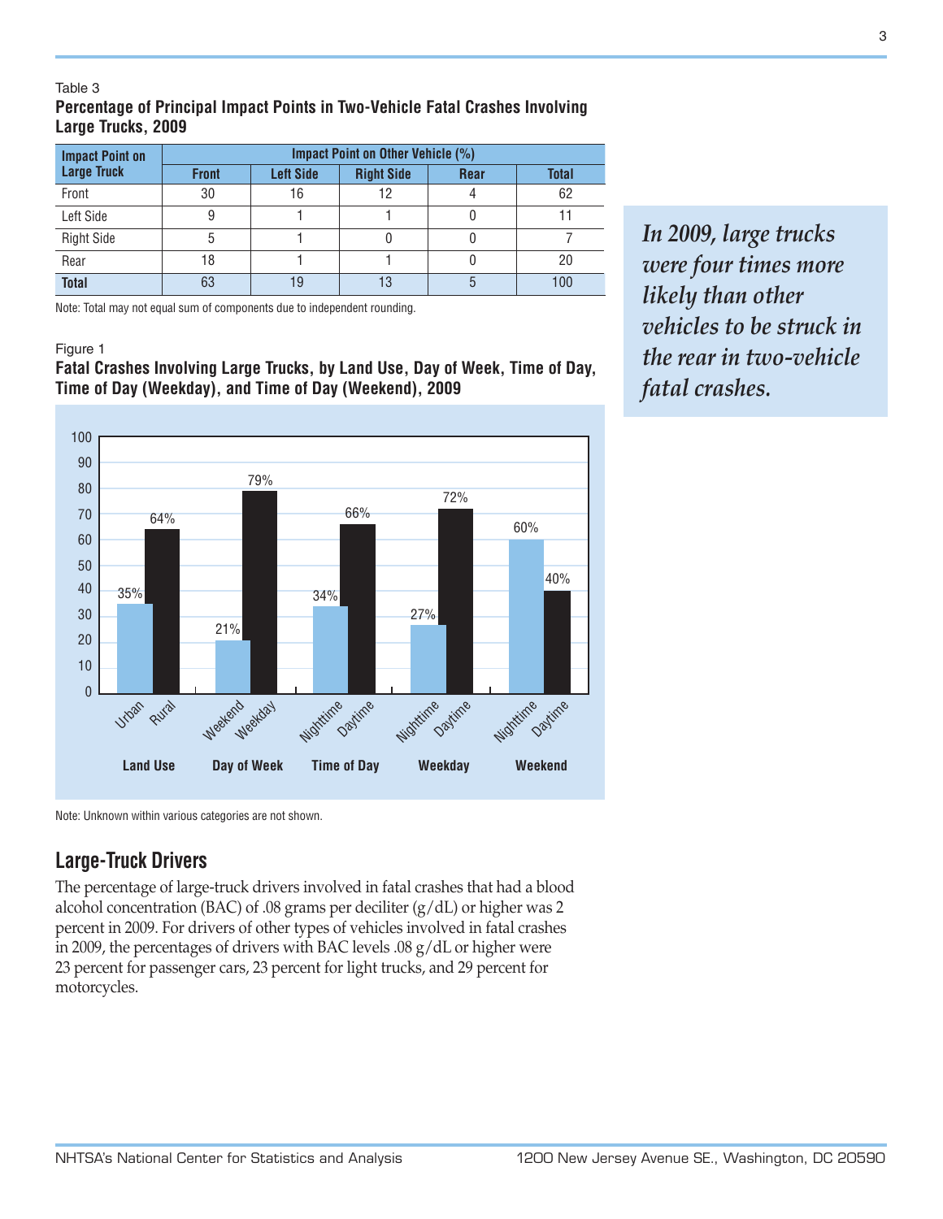Table 3

**Percentage of Principal Impact Points in Two-Vehicle Fatal Crashes Involving Large Trucks, 2009**

| Impact Point on Large Truck | Impact Point on Other Vehicle (%) | | | | |
|---|---|---|---|---|---|
| | Front | Left Side | Right Side | Rear | Total |
| Front | 30 | 16 | 12 | 4 | 62 |
| Left Side | 9 | 1 | 1 | 0 | 11 |
| Right Side | 5 | 1 | 0 | 0 | 7 |
| Rear | 18 | 1 | 1 | 0 | 20 |
| **Total** | 63 | 19 | 13 | 5 | 100 |

Note: Total may not equal sum of components due to independent rounding.

*In 2009, large trucks were four times more likely than other vehicles to be struck in the rear in two-vehicle fatal crashes.*

Figure 1

**Fatal Crashes Involving Large Trucks, by Land Use, Day of Week, Time of Day, Time of Day (Weekday), and Time of Day (Weekend), 2009**

| Category | | Percent |
|---|---|---|
| Land Use | Urban | 35% |
| | Rural | 64% |
| Day of Week | Weekend | 21% |
| | Weekday | 79% |
| Time of Day | Nighttime | 34% |
| | Daytime | 66% |
| Weekday | Nighttime | 27% |
| | Daytime | 72% |
| Weekend | Nighttime | 60% |
| | Daytime | 40% |

Note: Unknown within various categories are not shown.

## Large-Truck Drivers

The percentage of large-truck drivers involved in fatal crashes that had a blood alcohol concentration (BAC) of .08 grams per deciliter (g/dL) or higher was 2 percent in 2009. For drivers of other types of vehicles involved in fatal crashes in 2009, the percentages of drivers with BAC levels .08 g/dL or higher were 23 percent for passenger cars, 23 percent for light trucks, and 29 percent for motorcycles.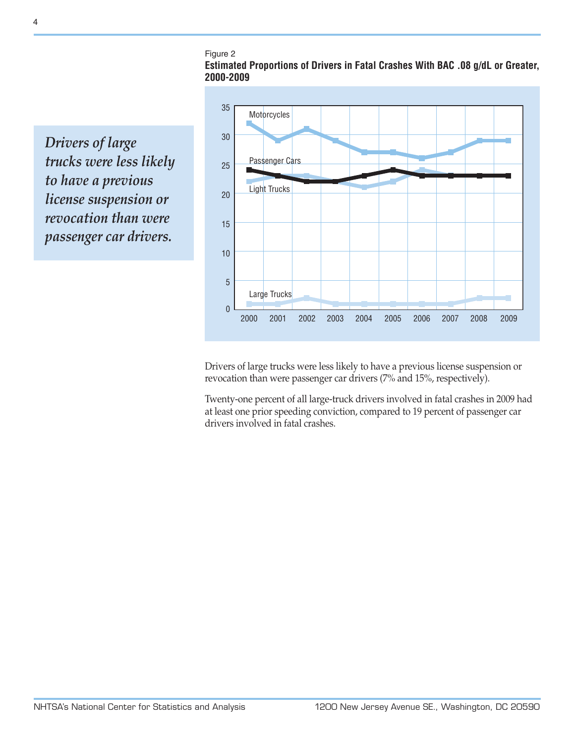Figure 2

**Estimated Proportions of Drivers in Fatal Crashes With BAC .08 g/dL or Greater, 2000-2009**

*Drivers of large trucks were less likely to have a previous license suspension or revocation than were passenger car drivers.*

Drivers of large trucks were less likely to have a previous license suspension or revocation than were passenger car drivers (7% and 15%, respectively).

Twenty-one percent of all large-truck drivers involved in fatal crashes in 2009 had at least one prior speeding conviction, compared to 19 percent of passenger car drivers involved in fatal crashes.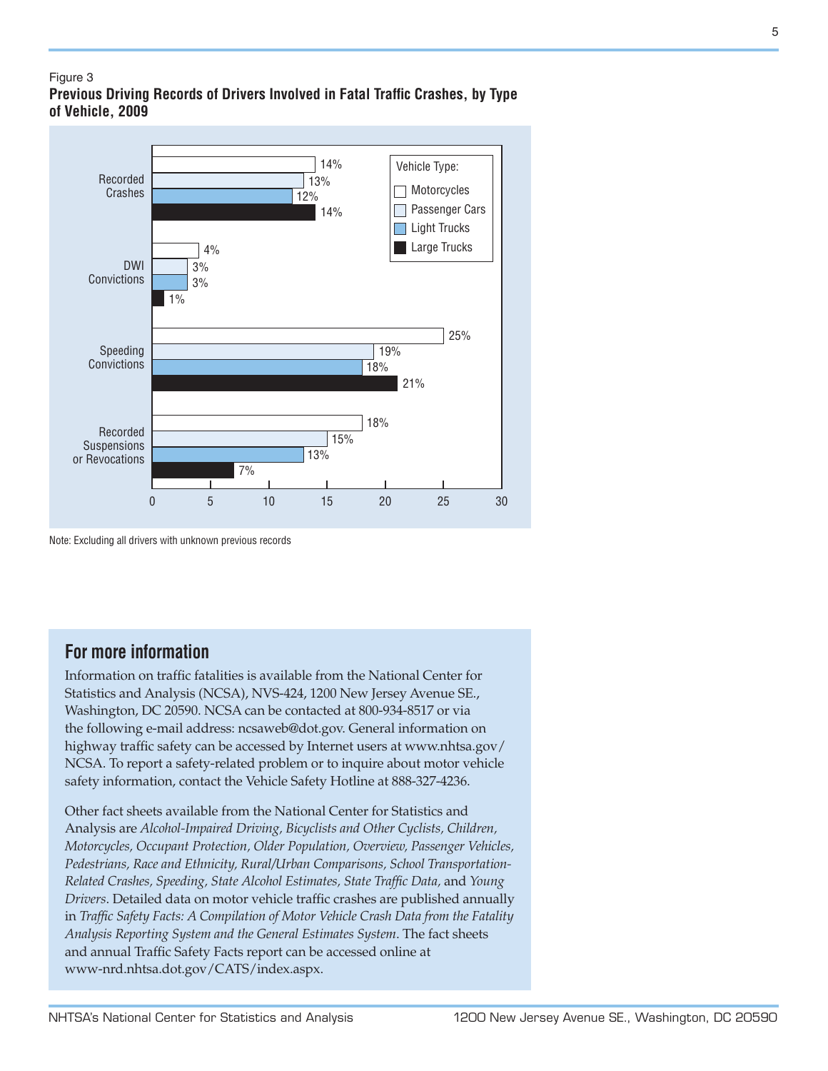Figure 3

**Previous Driving Records of Drivers Involved in Fatal Traffic Crashes, by Type of Vehicle, 2009**

| Previous Record | Motorcycles | Passenger Cars | Light Trucks | Large Trucks |
|---|---|---|---|---|
| Recorded Crashes | 14% | 13% | 12% | 14% |
| DWI Convictions | 4% | 3% | 3% | 1% |
| Speeding Convictions | 25% | 19% | 18% | 21% |
| Recorded Suspensions or Revocations | 18% | 15% | 13% | 7% |

Note: Excluding all drivers with unknown previous records

## For more information

Information on traffic fatalities is available from the National Center for Statistics and Analysis (NCSA), NVS-424, 1200 New Jersey Avenue SE., Washington, DC 20590. NCSA can be contacted at 800-934-8517 or via the following e-mail address: ncsaweb@dot.gov. General information on highway traffic safety can be accessed by Internet users at www.nhtsa.gov/NCSA. To report a safety-related problem or to inquire about motor vehicle safety information, contact the Vehicle Safety Hotline at 888-327-4236.

Other fact sheets available from the National Center for Statistics and Analysis are *Alcohol-Impaired Driving, Bicyclists and Other Cyclists, Children, Motorcycles, Occupant Protection, Older Population, Overview, Passenger Vehicles, Pedestrians, Race and Ethnicity, Rural/Urban Comparisons, School Transportation-Related Crashes, Speeding, State Alcohol Estimates, State Traffic Data,* and *Young Drivers*. Detailed data on motor vehicle traffic crashes are published annually in *Traffic Safety Facts: A Compilation of Motor Vehicle Crash Data from the Fatality Analysis Reporting System and the General Estimates System*. The fact sheets and annual Traffic Safety Facts report can be accessed online at www-nrd.nhtsa.dot.gov/CATS/index.aspx.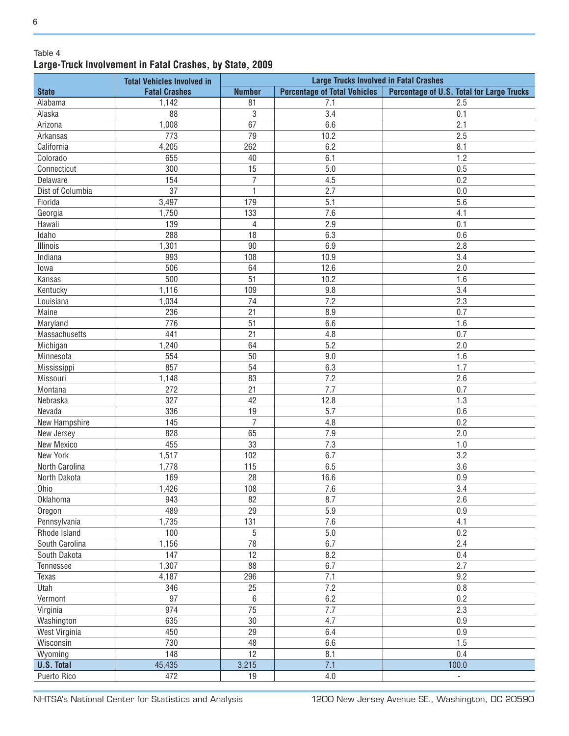Table 4

## Large-Truck Involvement in Fatal Crashes, by State, 2009

| State | Total Vehicles Involved in Fatal Crashes | Large Trucks Involved in Fatal Crashes | | |
|---|---|---|---|---|
| | | Number | Percentage of Total Vehicles | Percentage of U.S. Total for Large Trucks |
| Alabama | 1,142 | 81 | 7.1 | 2.5 |
| Alaska | 88 | 3 | 3.4 | 0.1 |
| Arizona | 1,008 | 67 | 6.6 | 2.1 |
| Arkansas | 773 | 79 | 10.2 | 2.5 |
| California | 4,205 | 262 | 6.2 | 8.1 |
| Colorado | 655 | 40 | 6.1 | 1.2 |
| Connecticut | 300 | 15 | 5.0 | 0.5 |
| Delaware | 154 | 7 | 4.5 | 0.2 |
| Dist of Columbia | 37 | 1 | 2.7 | 0.0 |
| Florida | 3,497 | 179 | 5.1 | 5.6 |
| Georgia | 1,750 | 133 | 7.6 | 4.1 |
| Hawaii | 139 | 4 | 2.9 | 0.1 |
| Idaho | 288 | 18 | 6.3 | 0.6 |
| Illinois | 1,301 | 90 | 6.9 | 2.8 |
| Indiana | 993 | 108 | 10.9 | 3.4 |
| Iowa | 506 | 64 | 12.6 | 2.0 |
| Kansas | 500 | 51 | 10.2 | 1.6 |
| Kentucky | 1,116 | 109 | 9.8 | 3.4 |
| Louisiana | 1,034 | 74 | 7.2 | 2.3 |
| Maine | 236 | 21 | 8.9 | 0.7 |
| Maryland | 776 | 51 | 6.6 | 1.6 |
| Massachusetts | 441 | 21 | 4.8 | 0.7 |
| Michigan | 1,240 | 64 | 5.2 | 2.0 |
| Minnesota | 554 | 50 | 9.0 | 1.6 |
| Mississippi | 857 | 54 | 6.3 | 1.7 |
| Missouri | 1,148 | 83 | 7.2 | 2.6 |
| Montana | 272 | 21 | 7.7 | 0.7 |
| Nebraska | 327 | 42 | 12.8 | 1.3 |
| Nevada | 336 | 19 | 5.7 | 0.6 |
| New Hampshire | 145 | 7 | 4.8 | 0.2 |
| New Jersey | 828 | 65 | 7.9 | 2.0 |
| New Mexico | 455 | 33 | 7.3 | 1.0 |
| New York | 1,517 | 102 | 6.7 | 3.2 |
| North Carolina | 1,778 | 115 | 6.5 | 3.6 |
| North Dakota | 169 | 28 | 16.6 | 0.9 |
| Ohio | 1,426 | 108 | 7.6 | 3.4 |
| Oklahoma | 943 | 82 | 8.7 | 2.6 |
| Oregon | 489 | 29 | 5.9 | 0.9 |
| Pennsylvania | 1,735 | 131 | 7.6 | 4.1 |
| Rhode Island | 100 | 5 | 5.0 | 0.2 |
| South Carolina | 1,156 | 78 | 6.7 | 2.4 |
| South Dakota | 147 | 12 | 8.2 | 0.4 |
| Tennessee | 1,307 | 88 | 6.7 | 2.7 |
| Texas | 4,187 | 296 | 7.1 | 9.2 |
| Utah | 346 | 25 | 7.2 | 0.8 |
| Vermont | 97 | 6 | 6.2 | 0.2 |
| Virginia | 974 | 75 | 7.7 | 2.3 |
| Washington | 635 | 30 | 4.7 | 0.9 |
| West Virginia | 450 | 29 | 6.4 | 0.9 |
| Wisconsin | 730 | 48 | 6.6 | 1.5 |
| Wyoming | 148 | 12 | 8.1 | 0.4 |
| **U.S. Total** | 45,435 | 3,215 | 7.1 | 100.0 |
| Puerto Rico | 472 | 19 | 4.0 | - |

NHTSA's National Center for Statistics and Analysis 1200 New Jersey Avenue SE., Washington, DC 20590